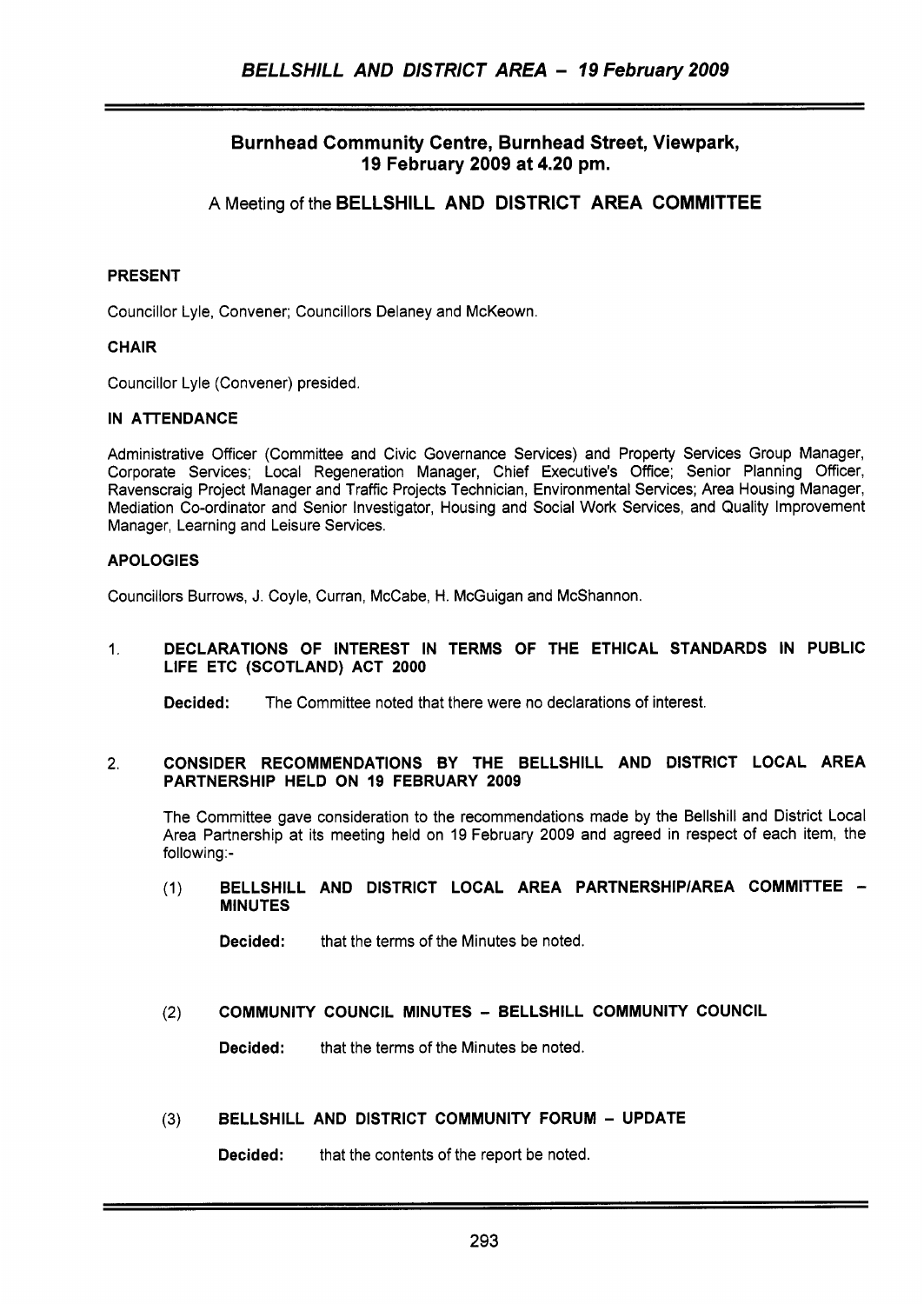## Burnhead Community Centre, Burnhead Street, Viewpark, 19 February 2009 at 4.20 pm.

### A Meeting of the BELLSHILL AND DISTRICT AREA COMMITTEE

**PRESENT**

Councillor Lyle, Convener; Councillors Delaney and McKeown.

**CHAIR**

Councillor Lyle (Convener) presided.

**IN ATTENDANCE**

Administrative Officer (Committee and Civic Governance Services) and Property Services Group Manager, Corporate Services; Local Regeneration Manager, Chief Executive's Office; Senior Planning Officer, Ravenscraig Project Manager and Traffic Projects Technician, Environmental Services; Area Housing Manager, Mediation Co-ordinator and Senior Investigator, Housing and Social Work Services, and Quality Improvement Manager, Learning and Leisure Services.

**APOLOGIES**

Councillors Burrows, J. Coyle, Curran, McCabe, H. McGuigan and McShannon.

1. **DECLARATIONS OF INTEREST IN TERMS OF THE ETHICAL STANDARDS IN PUBLIC LIFE ETC (SCOTLAND) ACT 2000**

   **Decided:** The Committee noted that there were no declarations of interest.

2. **CONSIDER RECOMMENDATIONS BY THE BELLSHILL AND DISTRICT LOCAL AREA PARTNERSHIP HELD ON 19 FEBRUARY 2009**

   The Committee gave consideration to the recommendations made by the Bellshill and District Local Area Partnership at its meeting held on 19 February 2009 and agreed in respect of each item, the following:-

   (1) **BELLSHILL AND DISTRICT LOCAL AREA PARTNERSHIP/AREA COMMITTEE – MINUTES**

   **Decided:** that the terms of the Minutes be noted.

   (2) **COMMUNITY COUNCIL MINUTES – BELLSHILL COMMUNITY COUNCIL**

   **Decided:** that the terms of the Minutes be noted.

   (3) **BELLSHILL AND DISTRICT COMMUNITY FORUM – UPDATE**

   **Decided:** that the contents of the report be noted.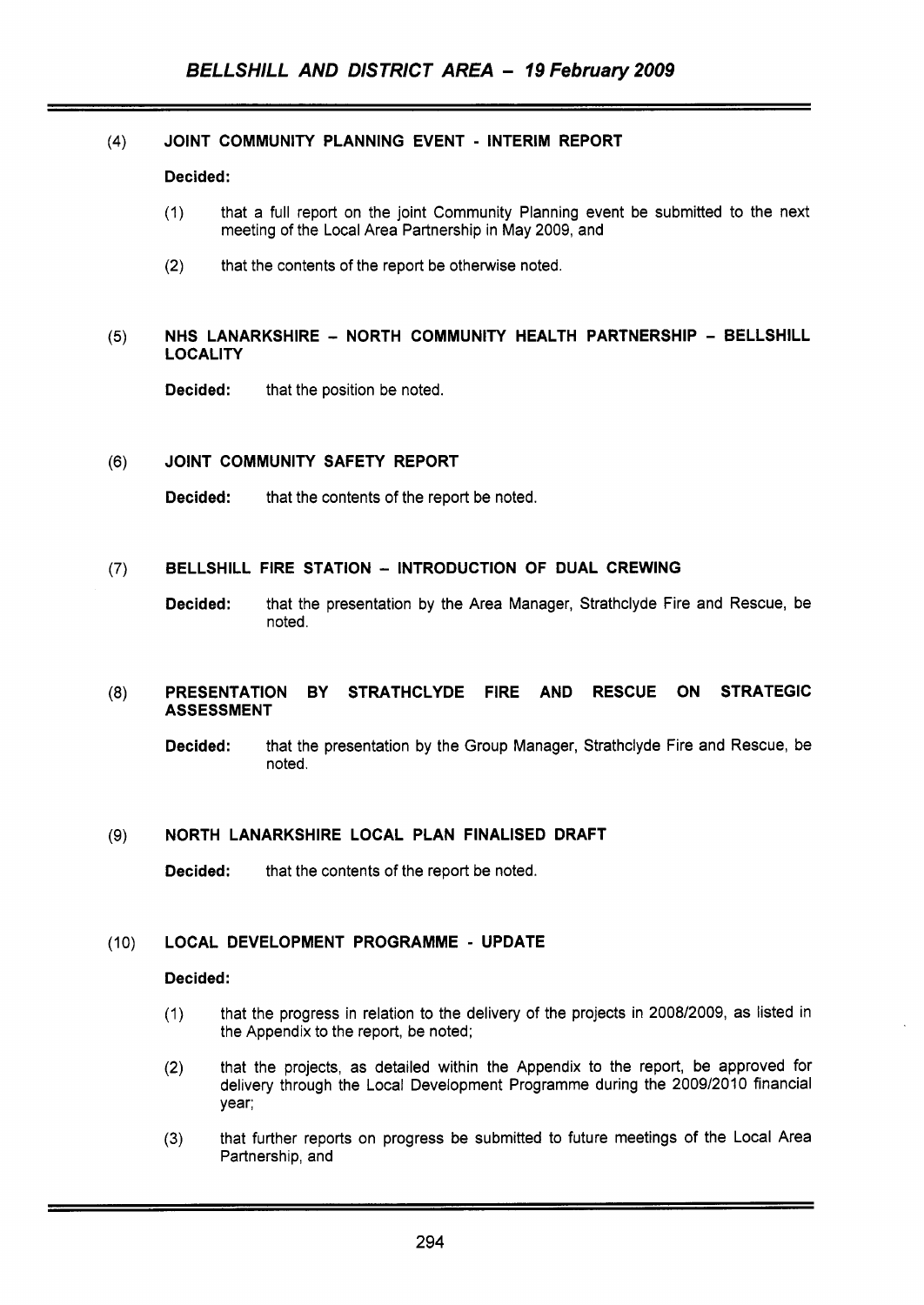(4) **JOINT COMMUNITY PLANNING EVENT - INTERIM REPORT**

**Decided:**

(1) that a full report on the joint Community Planning event be submitted to the next meeting of the Local Area Partnership in May 2009, and

(2) that the contents of the report be otherwise noted.

(5) **NHS LANARKSHIRE – NORTH COMMUNITY HEALTH PARTNERSHIP – BELLSHILL LOCALITY**

**Decided:** that the position be noted.

(6) **JOINT COMMUNITY SAFETY REPORT**

**Decided:** that the contents of the report be noted.

(7) **BELLSHILL FIRE STATION – INTRODUCTION OF DUAL CREWING**

**Decided:** that the presentation by the Area Manager, Strathclyde Fire and Rescue, be noted.

(8) **PRESENTATION BY STRATHCLYDE FIRE AND RESCUE ON STRATEGIC ASSESSMENT**

**Decided:** that the presentation by the Group Manager, Strathclyde Fire and Rescue, be noted.

(9) **NORTH LANARKSHIRE LOCAL PLAN FINALISED DRAFT**

**Decided:** that the contents of the report be noted.

(10) **LOCAL DEVELOPMENT PROGRAMME - UPDATE**

**Decided:**

(1) that the progress in relation to the delivery of the projects in 2008/2009, as listed in the Appendix to the report, be noted;

(2) that the projects, as detailed within the Appendix to the report, be approved for delivery through the Local Development Programme during the 2009/2010 financial year;

(3) that further reports on progress be submitted to future meetings of the Local Area Partnership, and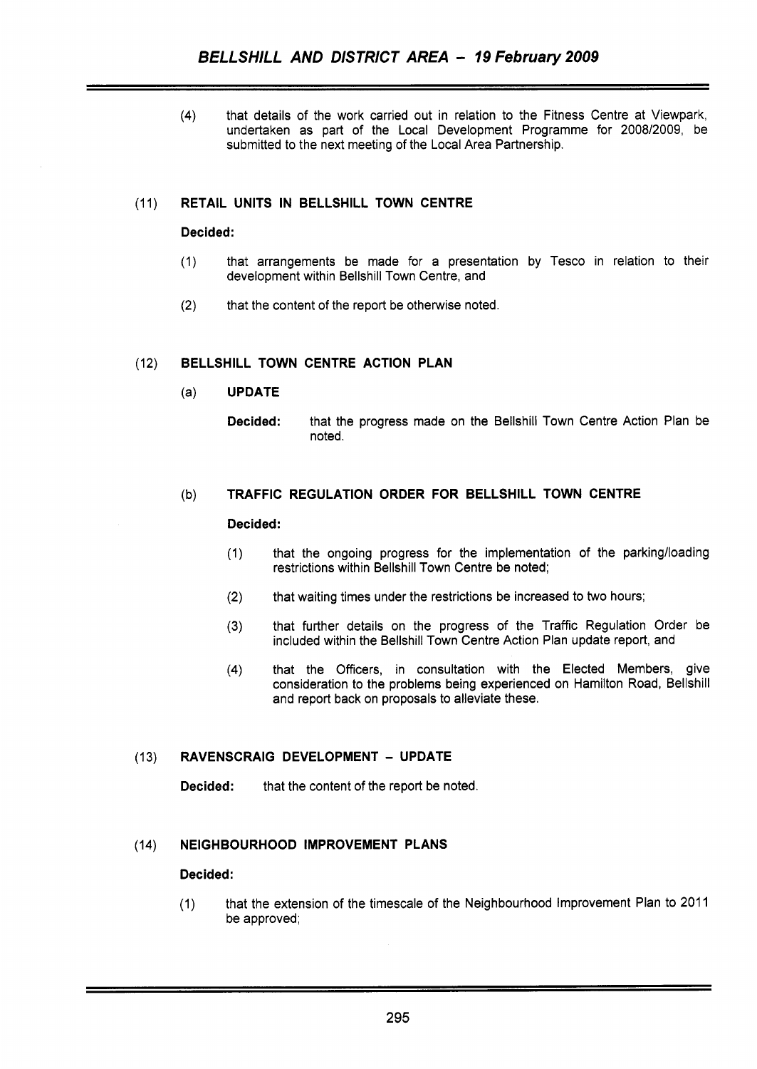(4) that details of the work carried out in relation to the Fitness Centre at Viewpark, undertaken as part of the Local Development Programme for 2008/2009, be submitted to the next meeting of the Local Area Partnership.

(11) **RETAIL UNITS IN BELLSHILL TOWN CENTRE**

**Decided:**

(1) that arrangements be made for a presentation by Tesco in relation to their development within Bellshill Town Centre, and

(2) that the content of the report be otherwise noted.

(12) **BELLSHILL TOWN CENTRE ACTION PLAN**

(a) **UPDATE**

**Decided:** that the progress made on the Bellshill Town Centre Action Plan be noted.

(b) **TRAFFIC REGULATION ORDER FOR BELLSHILL TOWN CENTRE**

**Decided:**

(1) that the ongoing progress for the implementation of the parking/loading restrictions within Bellshill Town Centre be noted;

(2) that waiting times under the restrictions be increased to two hours;

(3) that further details on the progress of the Traffic Regulation Order be included within the Bellshill Town Centre Action Plan update report, and

(4) that the Officers, in consultation with the Elected Members, give consideration to the problems being experienced on Hamilton Road, Bellshill and report back on proposals to alleviate these.

(13) **RAVENSCRAIG DEVELOPMENT – UPDATE**

**Decided:** that the content of the report be noted.

(14) **NEIGHBOURHOOD IMPROVEMENT PLANS**

**Decided:**

(1) that the extension of the timescale of the Neighbourhood Improvement Plan to 2011 be approved;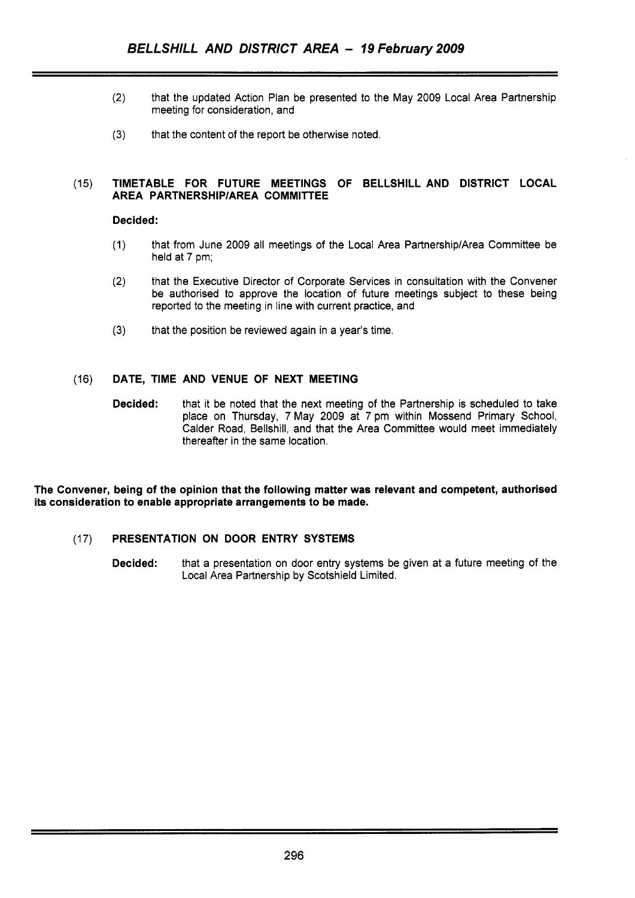(2) that the updated Action Plan be presented to the May 2009 Local Area Partnership meeting for consideration, and

(3) that the content of the report be otherwise noted.

## (15) TIMETABLE FOR FUTURE MEETINGS OF BELLSHILL AND DISTRICT LOCAL AREA PARTNERSHIP/AREA COMMITTEE

**Decided:**

(1) that from June 2009 all meetings of the Local Area Partnership/Area Committee be held at 7 pm;

(2) that the Executive Director of Corporate Services in consultation with the Convener be authorised to approve the location of future meetings subject to these being reported to the meeting in line with current practice, and

(3) that the position be reviewed again in a year's time.

## (16) DATE, TIME AND VENUE OF NEXT MEETING

**Decided:** that it be noted that the next meeting of the Partnership is scheduled to take place on Thursday, 7 May 2009 at 7 pm within Mossend Primary School, Calder Road, Bellshill, and that the Area Committee would meet immediately thereafter in the same location.

**The Convener, being of the opinion that the following matter was relevant and competent, authorised its consideration to enable appropriate arrangements to be made.**

## (17) PRESENTATION ON DOOR ENTRY SYSTEMS

**Decided:** that a presentation on door entry systems be given at a future meeting of the Local Area Partnership by Scotshield Limited.